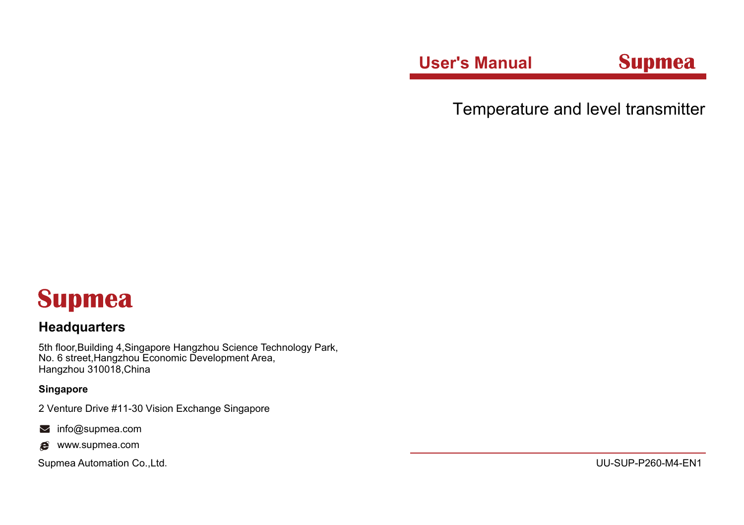**User's Manual** **Supmea**

# Temperature and level transmitter

**Supmea**

## Headquarters

5th floor,Building 4,Singapore Hangzhou Science Technology Park,
No. 6 street,Hangzhou Economic Development Area,
Hangzhou 310018,China

**Singapore**

2 Venture Drive #11-30 Vision Exchange Singapore

info@supmea.com

www.supmea.com

Supmea Automation Co.,Ltd.

UU-SUP-P260-M4-EN1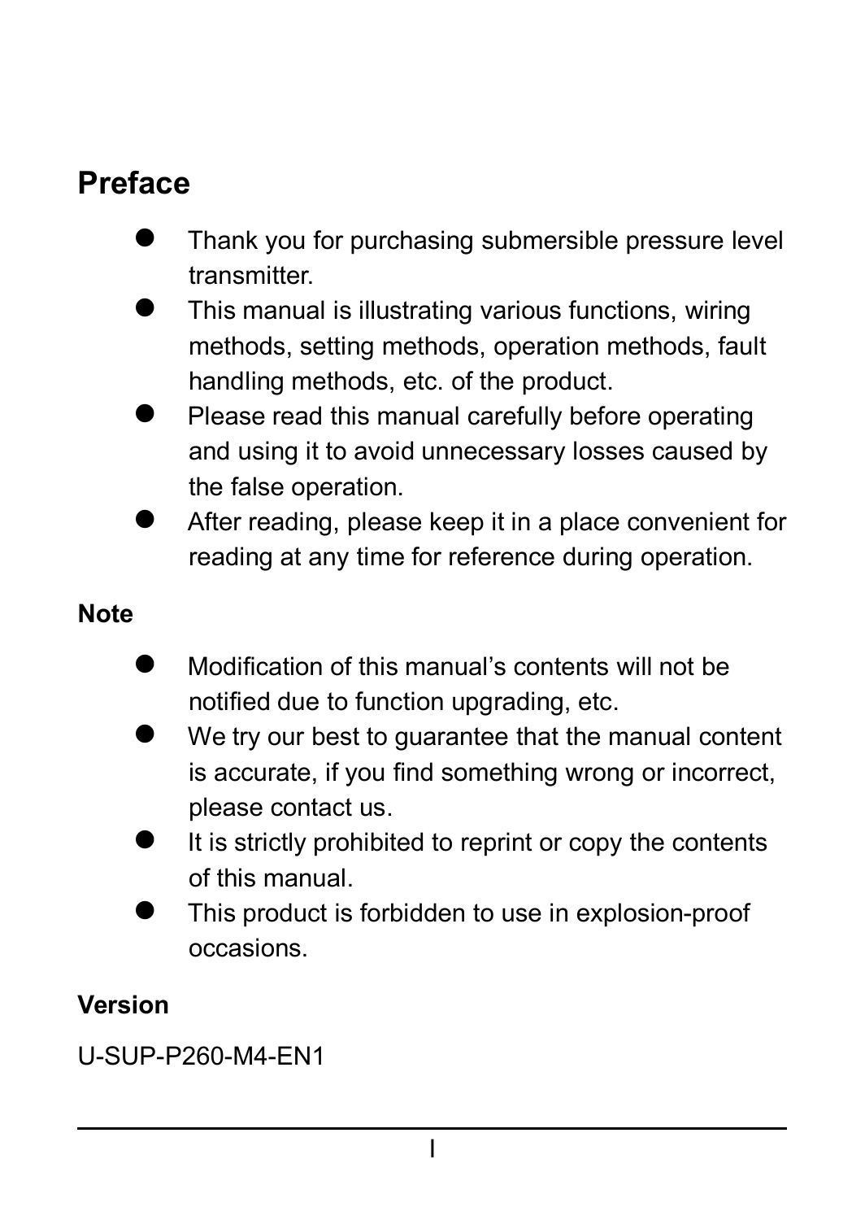# Preface

- Thank you for purchasing submersible pressure level transmitter.
- This manual is illustrating various functions, wiring methods, setting methods, operation methods, fault handling methods, etc. of the product.
- Please read this manual carefully before operating and using it to avoid unnecessary losses caused by the false operation.
- After reading, please keep it in a place convenient for reading at any time for reference during operation.

## Note

- Modification of this manual's contents will not be notified due to function upgrading, etc.
- We try our best to guarantee that the manual content is accurate, if you find something wrong or incorrect, please contact us.
- It is strictly prohibited to reprint or copy the contents of this manual.
- This product is forbidden to use in explosion-proof occasions.

## Version

U-SUP-P260-M4-EN1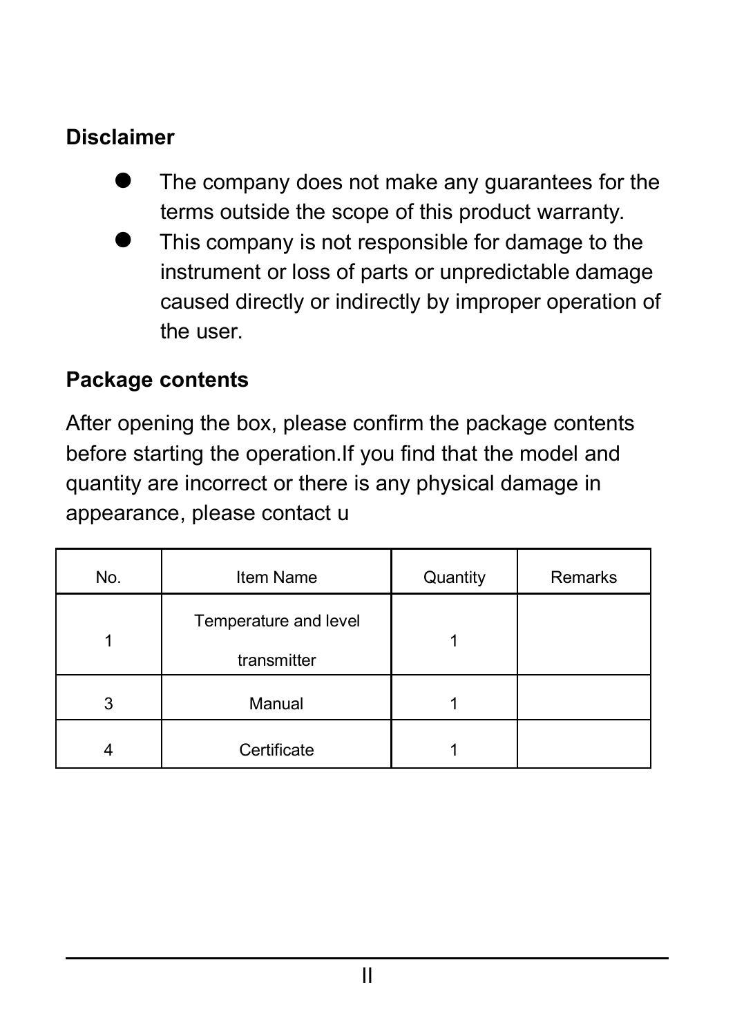## Disclaimer

- The company does not make any guarantees for the terms outside the scope of this product warranty.
- This company is not responsible for damage to the instrument or loss of parts or unpredictable damage caused directly or indirectly by improper operation of the user.

## Package contents

After opening the box, please confirm the package contents before starting the operation.If you find that the model and quantity are incorrect or there is any physical damage in appearance, please contact u

| No. | Item Name | Quantity | Remarks |
|---|---|---|---|
| 1 | Temperature and level transmitter | 1 | |
| 3 | Manual | 1 | |
| 4 | Certificate | 1 | |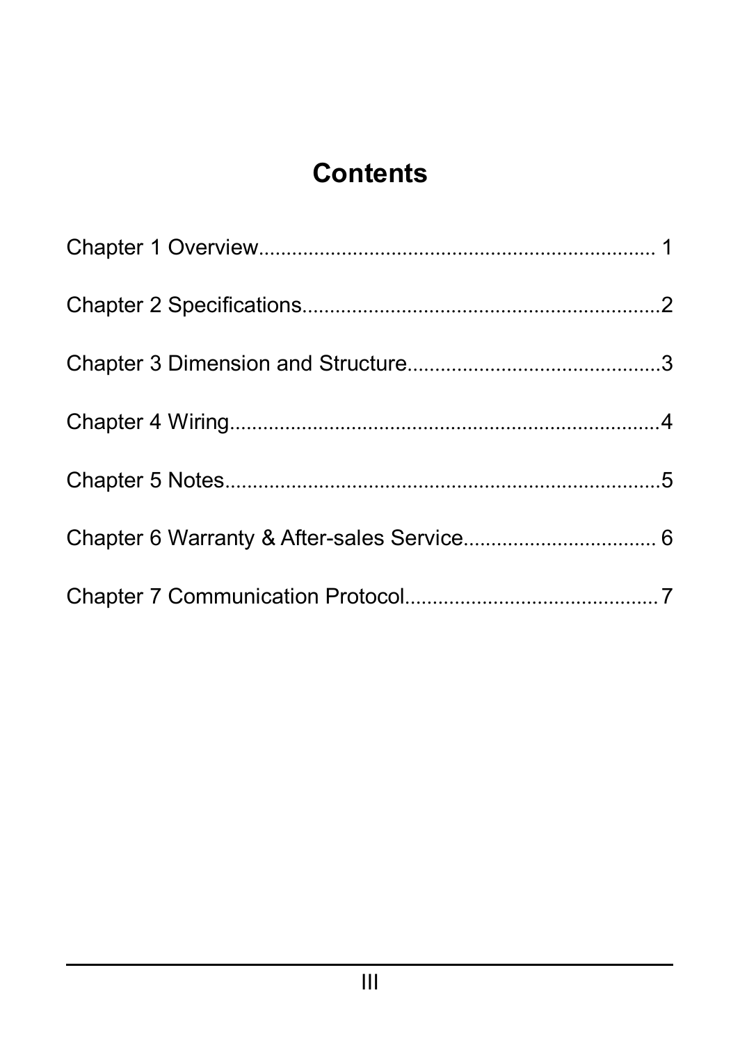# Contents

Chapter 1 Overview........................................................................ 1

Chapter 2 Specifications.................................................................2

Chapter 3 Dimension and Structure..............................................3

Chapter 4 Wiring..............................................................................4

Chapter 5 Notes................................................................................5

Chapter 6 Warranty & After-sales Service................................... 6

Chapter 7 Communication Protocol..............................................7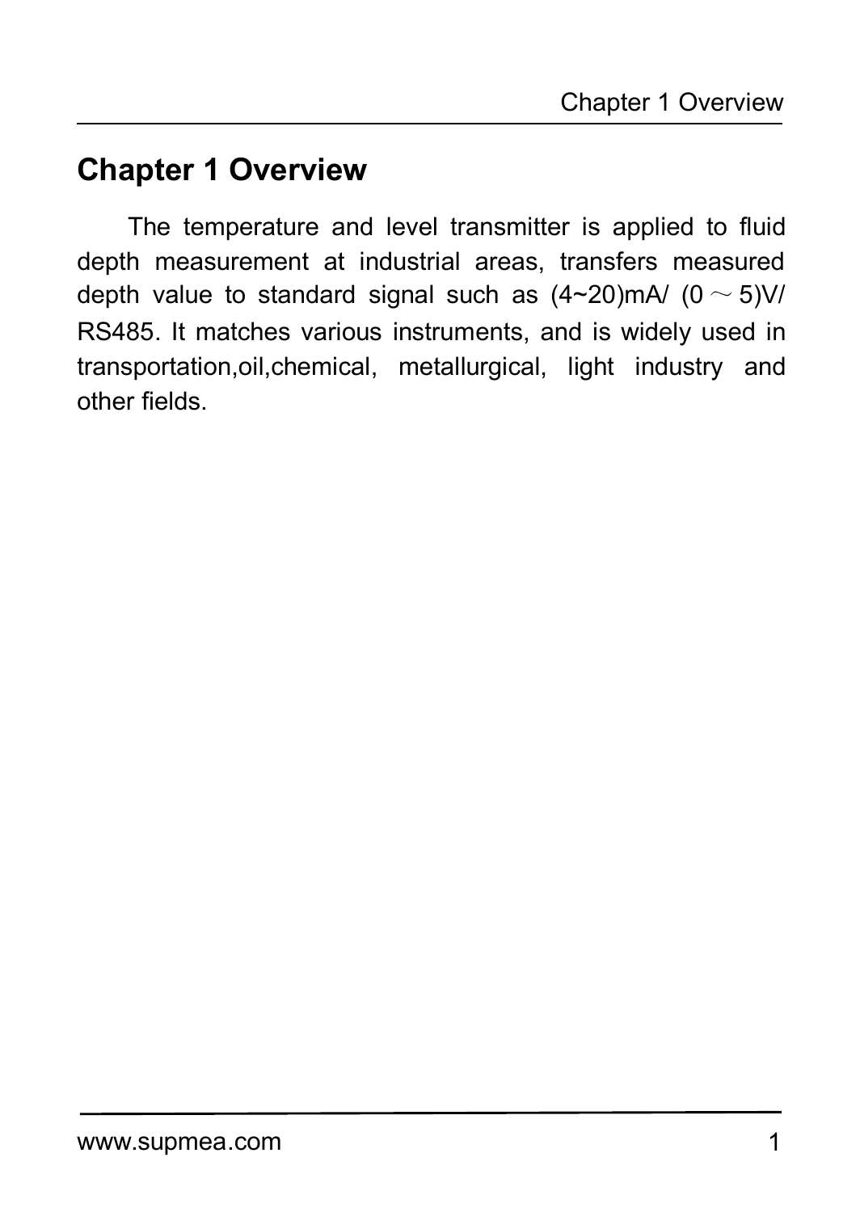# Chapter 1 Overview

The temperature and level transmitter is applied to fluid depth measurement at industrial areas, transfers measured depth value to standard signal such as (4~20)mA/ (0～5)V/ RS485. It matches various instruments, and is widely used in transportation,oil,chemical, metallurgical, light industry and other fields.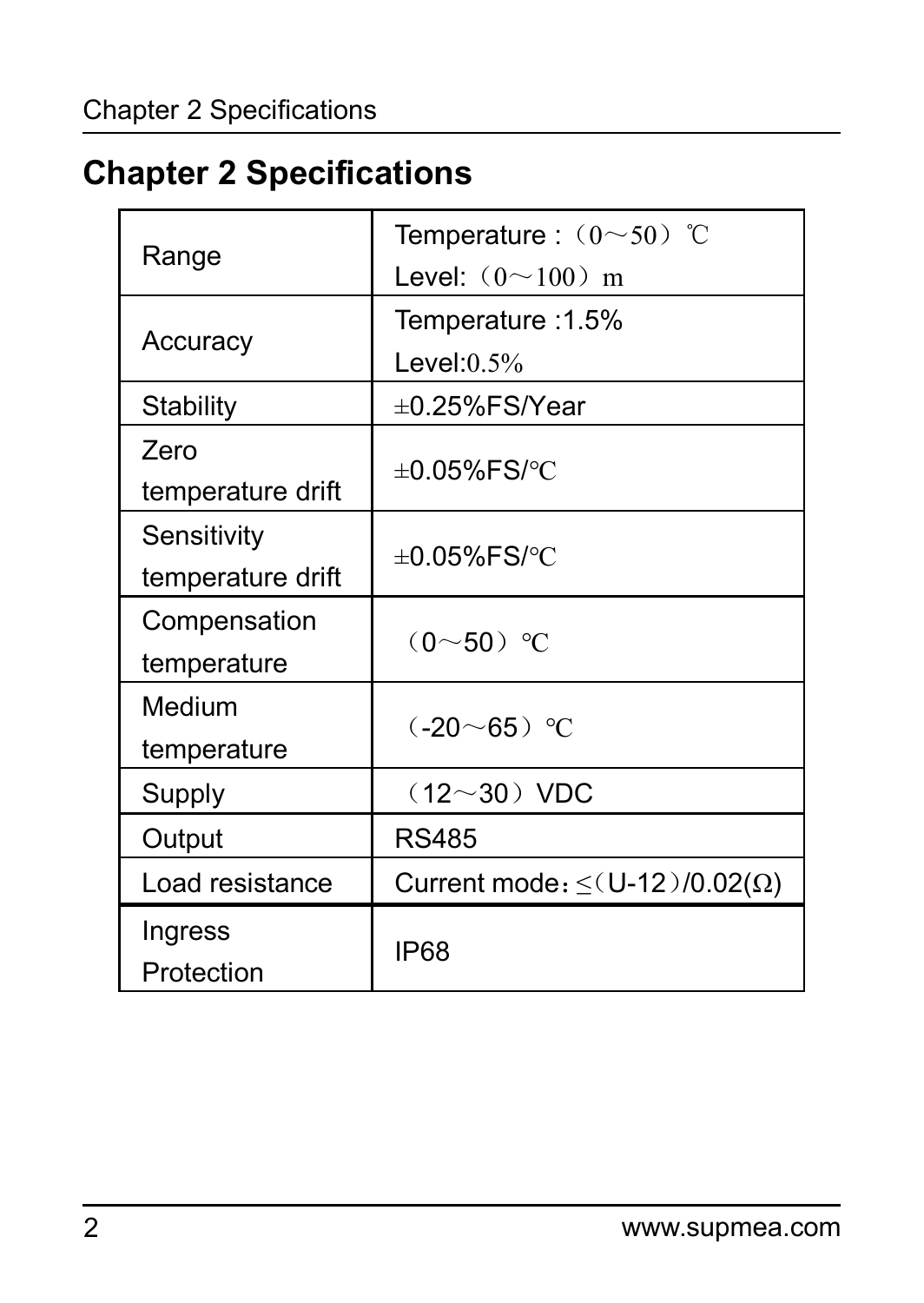# Chapter 2 Specifications

| | |
|---|---|
| Range | Temperature :（0～50）℃<br>Level:（0～100）m |
| Accuracy | Temperature :1.5%<br>Level:0.5% |
| Stability | ±0.25%FS/Year |
| Zero temperature drift | ±0.05%FS/℃ |
| Sensitivity temperature drift | ±0.05%FS/℃ |
| Compensation temperature | （0～50）℃ |
| Medium temperature | （-20～65）℃ |
| Supply | （12～30）VDC |
| Output | RS485 |
| Load resistance | Current mode：≤（U-12）/0.02(Ω) |
| Ingress Protection | IP68 |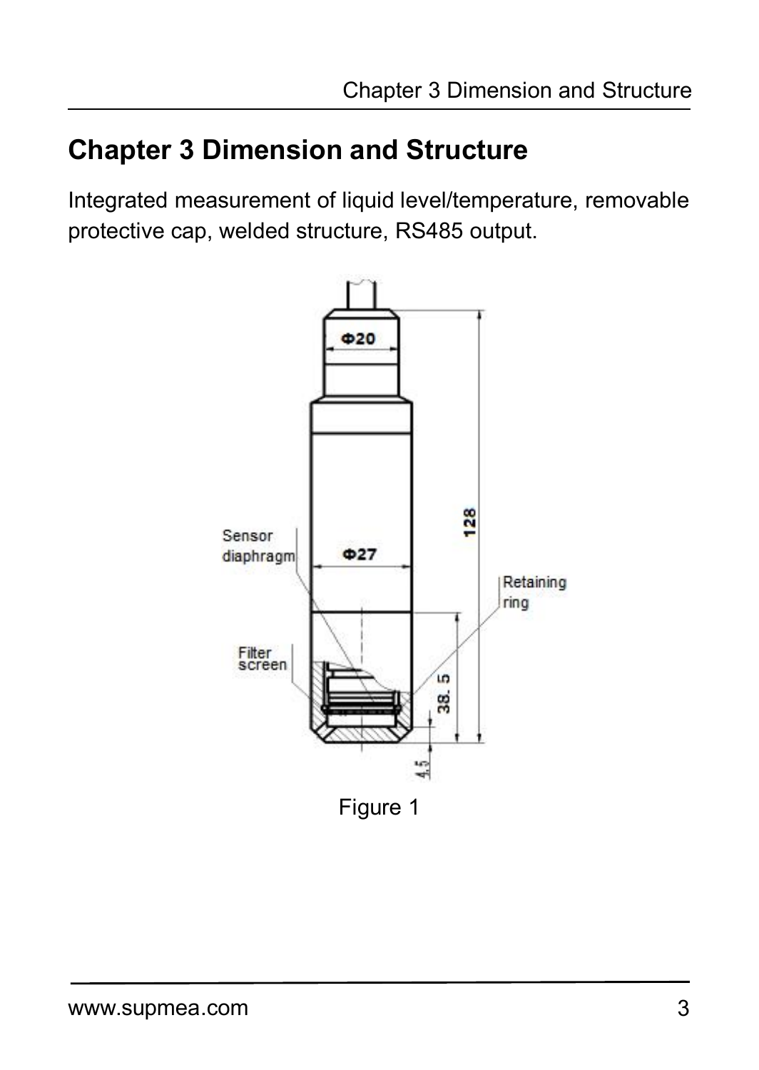# Chapter 3 Dimension and Structure

Integrated measurement of liquid level/temperature, removable protective cap, welded structure, RS485 output.

Figure 1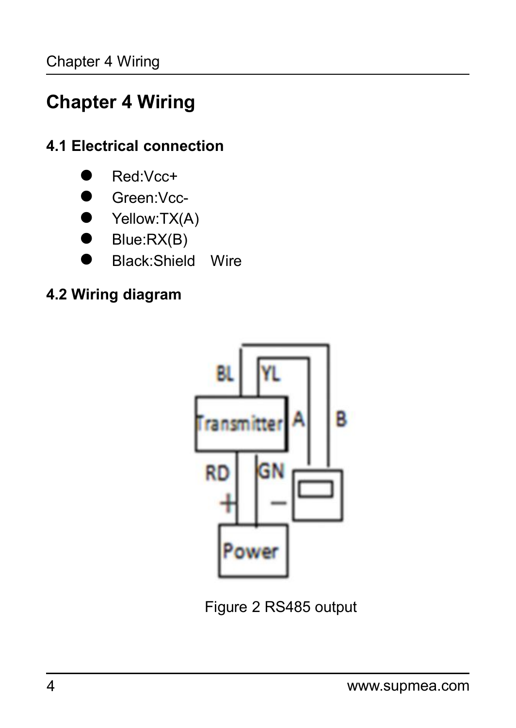# Chapter 4 Wiring

## 4.1 Electrical connection

- Red:Vcc+
- Green:Vcc-
- Yellow:TX(A)
- Blue:RX(B)
- Black:Shield Wire

## 4.2 Wiring diagram

Figure 2 RS485 output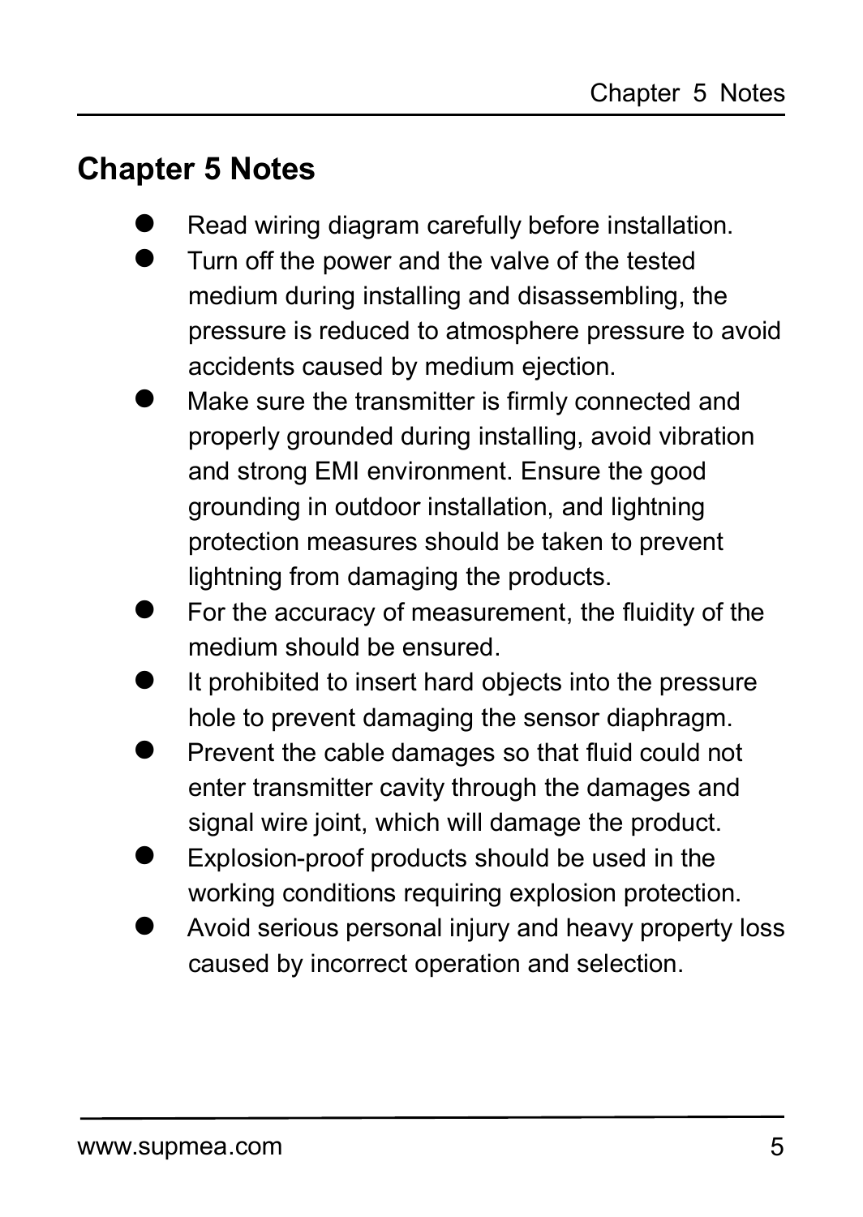# Chapter 5 Notes

- Read wiring diagram carefully before installation.
- Turn off the power and the valve of the tested medium during installing and disassembling, the pressure is reduced to atmosphere pressure to avoid accidents caused by medium ejection.
- Make sure the transmitter is firmly connected and properly grounded during installing, avoid vibration and strong EMI environment. Ensure the good grounding in outdoor installation, and lightning protection measures should be taken to prevent lightning from damaging the products.
- For the accuracy of measurement, the fluidity of the medium should be ensured.
- It prohibited to insert hard objects into the pressure hole to prevent damaging the sensor diaphragm.
- Prevent the cable damages so that fluid could not enter transmitter cavity through the damages and signal wire joint, which will damage the product.
- Explosion-proof products should be used in the working conditions requiring explosion protection.
- Avoid serious personal injury and heavy property loss caused by incorrect operation and selection.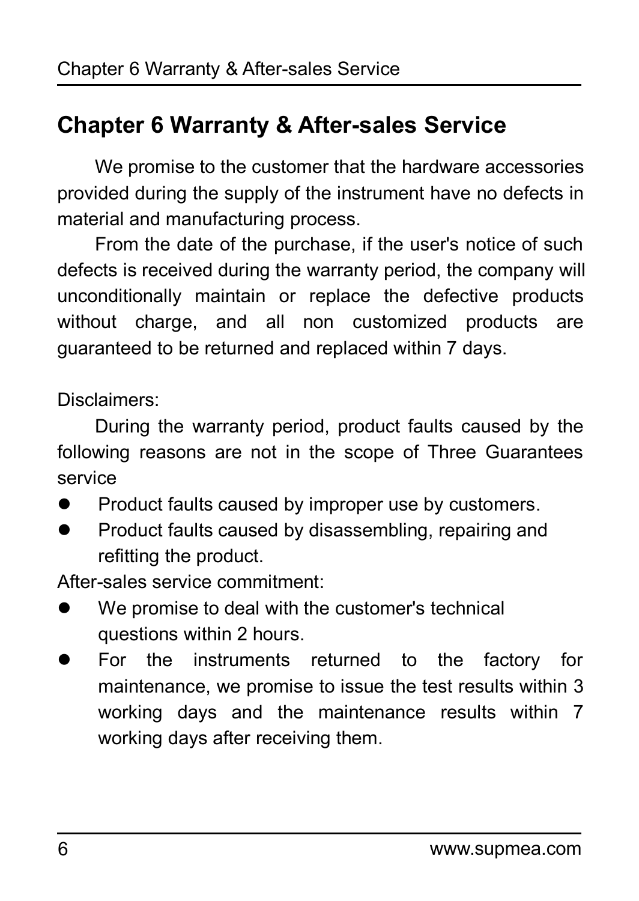# Chapter 6 Warranty & After-sales Service

We promise to the customer that the hardware accessories provided during the supply of the instrument have no defects in material and manufacturing process.

From the date of the purchase, if the user's notice of such defects is received during the warranty period, the company will unconditionally maintain or replace the defective products without charge, and all non customized products are guaranteed to be returned and replaced within 7 days.

Disclaimers:

During the warranty period, product faults caused by the following reasons are not in the scope of Three Guarantees service

- Product faults caused by improper use by customers.
- Product faults caused by disassembling, repairing and refitting the product.

After-sales service commitment:

- We promise to deal with the customer's technical questions within 2 hours.
- For the instruments returned to the factory for maintenance, we promise to issue the test results within 3 working days and the maintenance results within 7 working days after receiving them.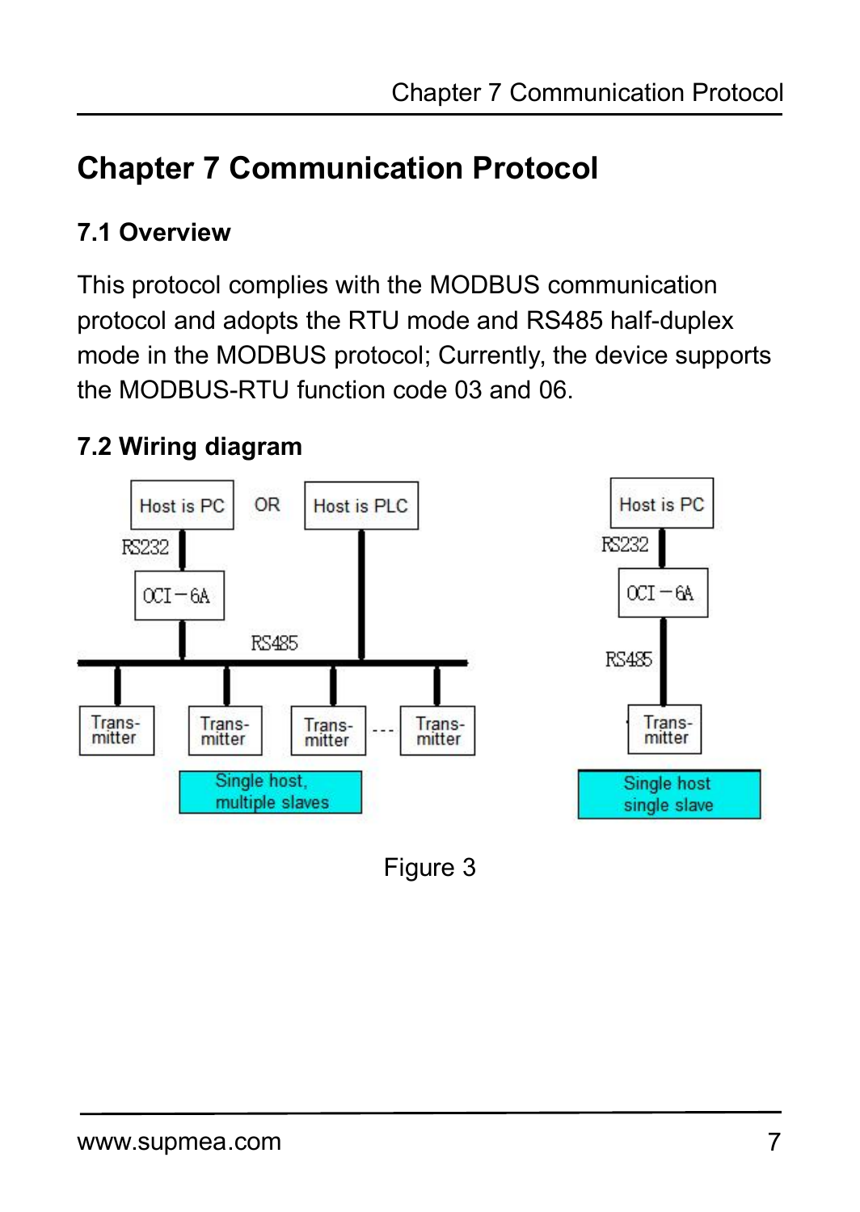# Chapter 7 Communication Protocol

## 7.1 Overview

This protocol complies with the MODBUS communication protocol and adopts the RTU mode and RS485 half-duplex mode in the MODBUS protocol; Currently, the device supports the MODBUS-RTU function code 03 and 06.

## 7.2 Wiring diagram

Host is PC OR Host is PLC

RS232

OCI－6A

RS485

Trans-mitter Trans-mitter Trans-mitter --- Trans-mitter

Single host, multiple slaves

Host is PC

RS232

OCI－6A

RS485

Trans-mitter

Single host single slave

Figure 3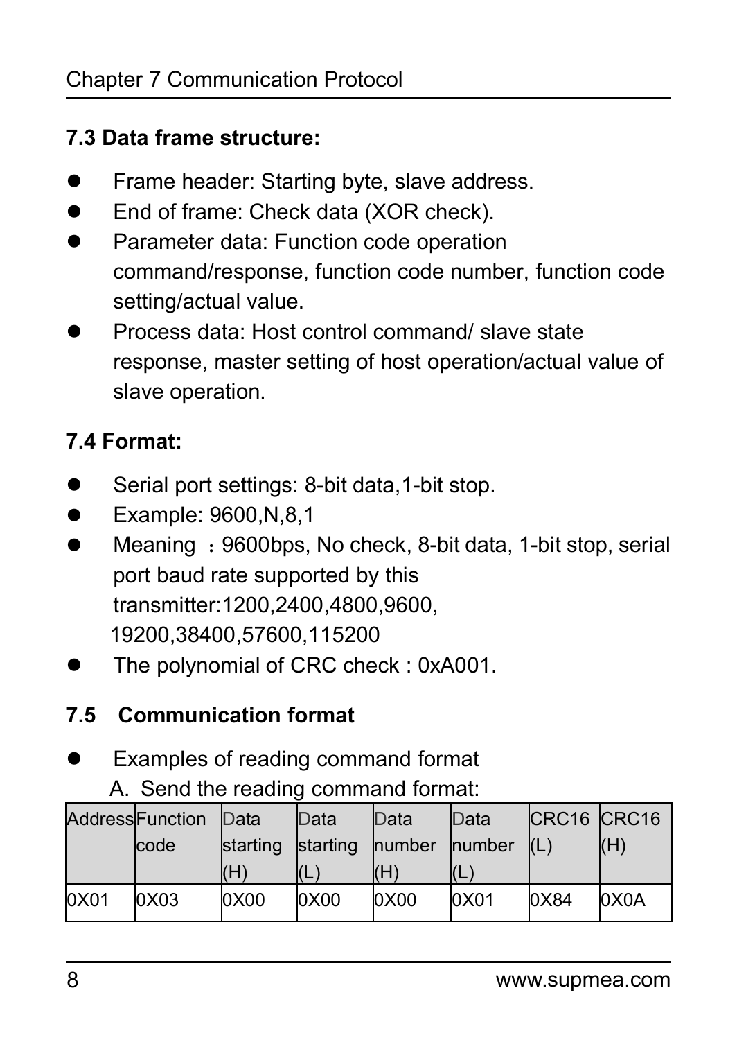### 7.3 Data frame structure:

- Frame header: Starting byte, slave address.
- End of frame: Check data (XOR check).
- Parameter data: Function code operation command/response, function code number, function code setting/actual value.
- Process data: Host control command/ slave state response, master setting of host operation/actual value of slave operation.

### 7.4 Format:

- Serial port settings: 8-bit data,1-bit stop.
- Example: 9600,N,8,1
- Meaning ：9600bps, No check, 8-bit data, 1-bit stop, serial port baud rate supported by this transmitter:1200,2400,4800,9600, 19200,38400,57600,115200
- The polynomial of CRC check : 0xA001.

### 7.5 Communication format

- Examples of reading command format

  A. Send the reading command format:

| Address | Function code | Data starting (H) | Data starting (L) | Data number (H) | Data number (L) | CRC16 (L) | CRC16 (H) |
|---|---|---|---|---|---|---|---|
| 0X01 | 0X03 | 0X00 | 0X00 | 0X00 | 0X01 | 0X84 | 0X0A |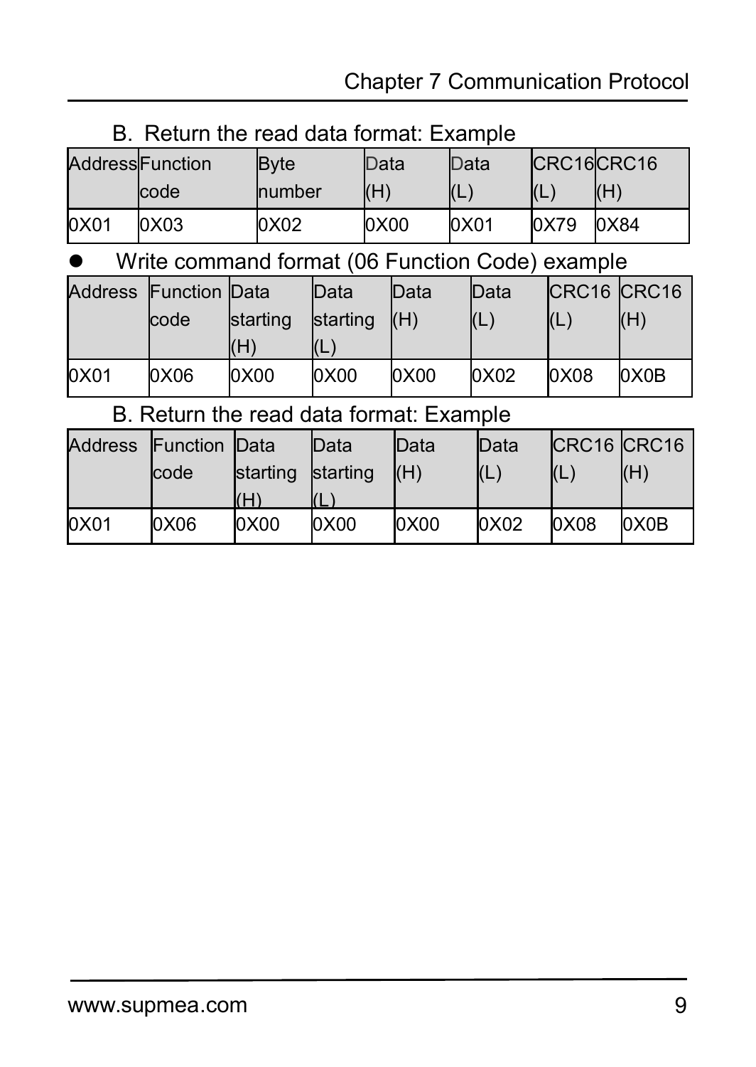B. Return the read data format: Example

| Address | Function code | Byte number | Data (H) | Data (L) | CRC16 (L) | CRC16 (H) |
|---|---|---|---|---|---|---|
| 0X01 | 0X03 | 0X02 | 0X00 | 0X01 | 0X79 | 0X84 |

- Write command format (06 Function Code) example

| Address | Function code | Data starting (H) | Data starting (L) | Data (H) | Data (L) | CRC16 (L) | CRC16 (H) |
|---|---|---|---|---|---|---|---|
| 0X01 | 0X06 | 0X00 | 0X00 | 0X00 | 0X02 | 0X08 | 0X0B |

B. Return the read data format: Example

| Address | Function code | Data starting (H) | Data starting (L) | Data (H) | Data (L) | CRC16 (L) | CRC16 (H) |
|---|---|---|---|---|---|---|---|
| 0X01 | 0X06 | 0X00 | 0X00 | 0X00 | 0X02 | 0X08 | 0X0B |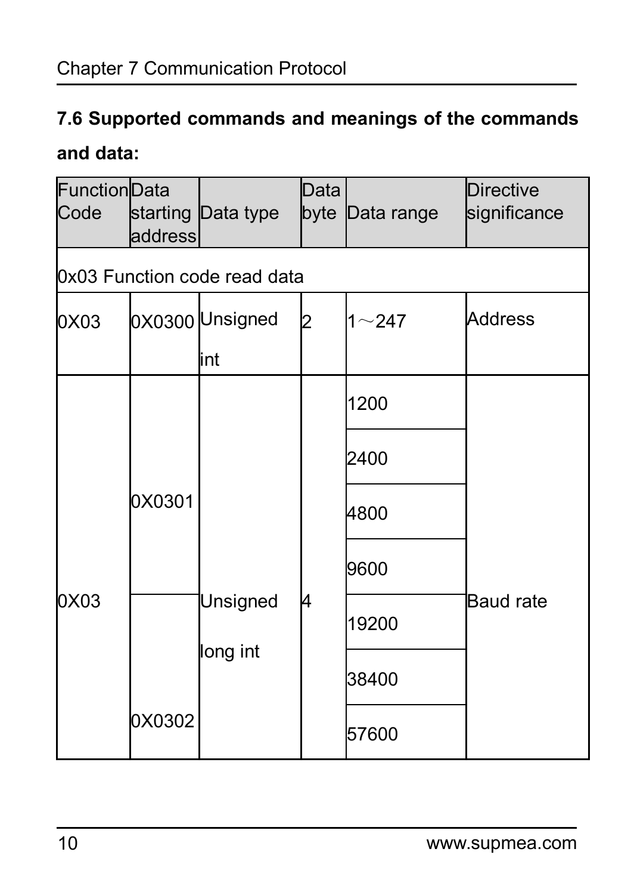### 7.6 Supported commands and meanings of the commands and data:

| Function Code | Data starting address | Data type | Data byte | Data range | Directive significance |
|---|---|---|---|---|---|
| 0x03 Function code read data | | | | | |
| 0X03 | 0X0300 | Unsigned int | 2 | 1～247 | Address |
| 0X03 | 0X0301<br>0X0302 | Unsigned long int | 4 | 1200<br>2400<br>4800<br>9600<br>19200<br>38400<br>57600 | Baud rate |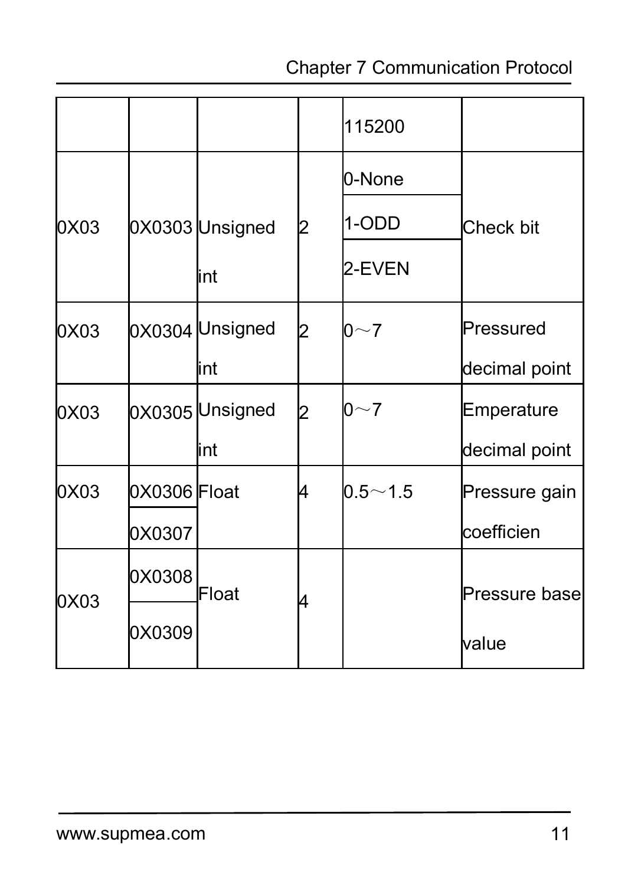| | | | | 115200 | |
|---|---|---|---|---|---|
| 0X03 | 0X0303 | Unsigned int | 2 | 0-None<br>1-ODD<br>2-EVEN | Check bit |
| 0X03 | 0X0304 | Unsigned int | 2 | 0～7 | Pressured decimal point |
| 0X03 | 0X0305 | Unsigned int | 2 | 0～7 | Emperature decimal point |
| 0X03 | 0X0306<br>0X0307 | Float | 4 | 0.5～1.5 | Pressure gain coefficien |
| 0X03 | 0X0308<br>0X0309 | Float | 4 | | Pressure base value |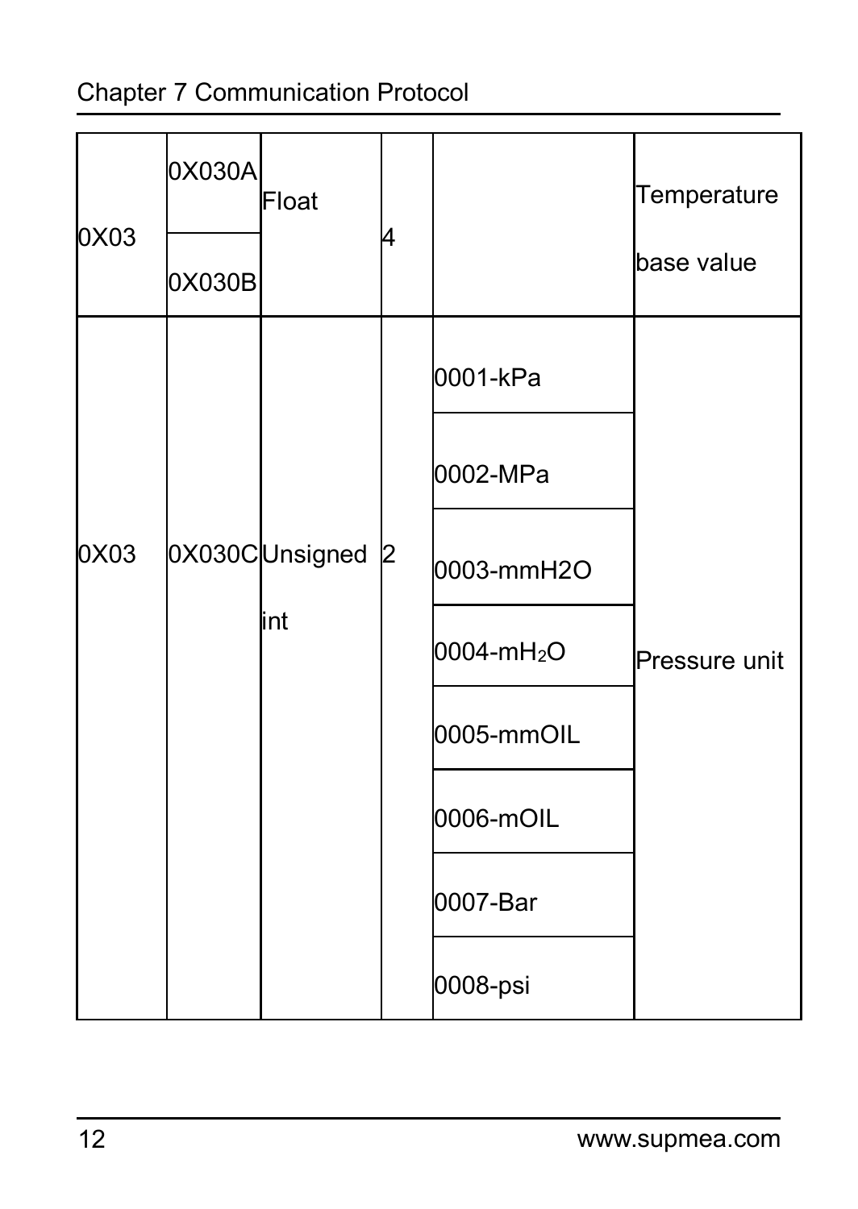| | | | | | |
|---|---|---|---|---|---|
| 0X03 | 0X030A<br>0X030B | Float | 4 | | Temperature base value |
| 0X03 | 0X030C | Unsigned int | 2 | 0001-kPa<br>0002-MPa<br>0003-mmH2O<br>0004-$mH_2O$<br>0005-mmOIL<br>0006-mOIL<br>0007-Bar<br>0008-psi | Pressure unit |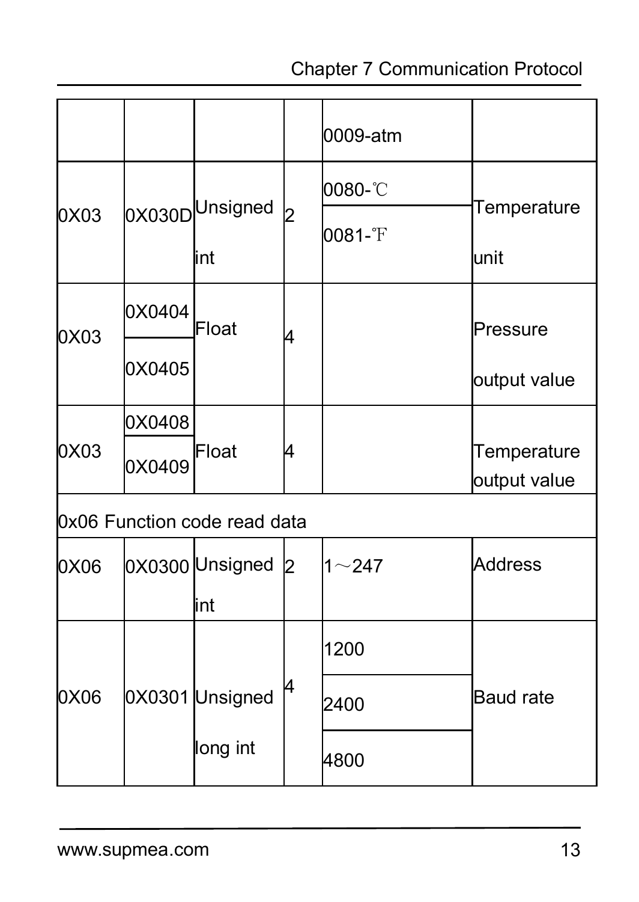| | | | | 0009-atm | |
|---|---|---|---|---|---|
| 0X03 | 0X030D | Unsigned int | 2 | 0080-℃<br>0081-℉ | Temperature unit |
| 0X03 | 0X0404<br>0X0405 | Float | 4 | | Pressure output value |
| 0X03 | 0X0408<br>0X0409 | Float | 4 | | Temperature output value |
| 0x06 Function code read data | | | | | |
| 0X06 | 0X0300 | Unsigned int | 2 | 1～247 | Address |
| 0X06 | 0X0301 | Unsigned long int | 4 | 1200<br>2400<br>4800 | Baud rate |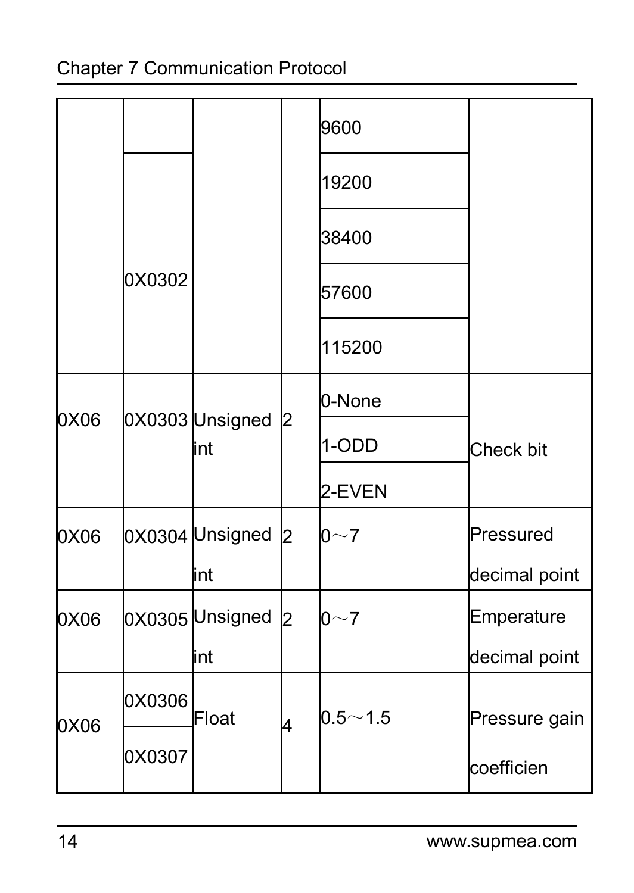| | | | | | |
|---|---|---|---|---|---|
| | | | | 9600 | |
| | 0X0302 | | | 19200 | |
| | | | | 38400 | |
| | | | | 57600 | |
| | | | | 115200 | |
| 0X06 | 0X0303 | Unsigned int | 2 | 0-None | Check bit |
| | | | | 1-ODD | |
| | | | | 2-EVEN | |
| 0X06 | 0X0304 | Unsigned int | 2 | 0～7 | Pressured decimal point |
| 0X06 | 0X0305 | Unsigned int | 2 | 0～7 | Emperature decimal point |
| 0X06 | 0X0306 | Float | 4 | 0.5～1.5 | Pressure gain coefficien |
| | 0X0307 | | | | |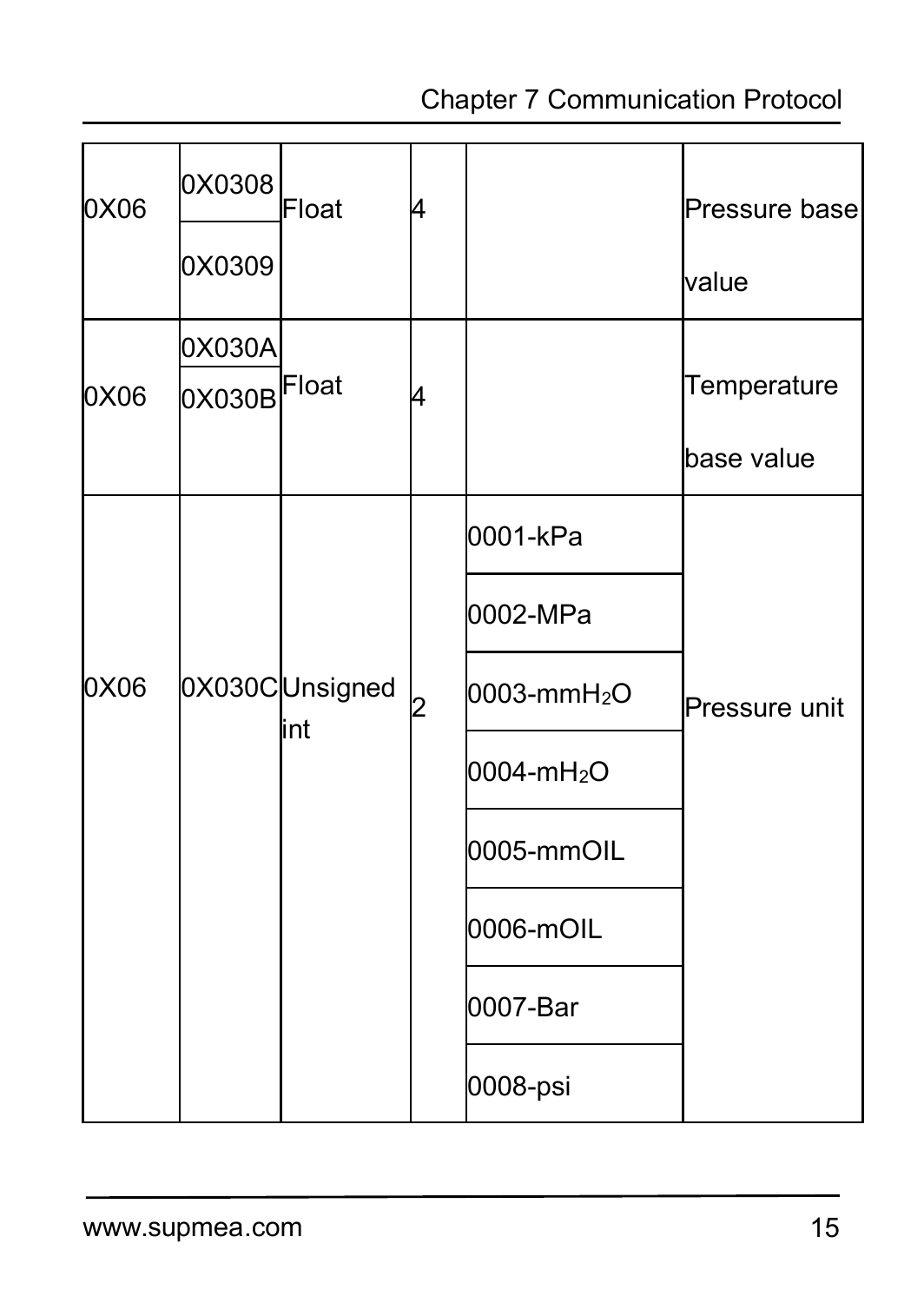| 0X06 | 0X0308<br>0X0309 | Float | 4 | | Pressure base value |
|---|---|---|---|---|---|
| 0X06 | 0X030A<br>0X030B | Float | 4 | | Temperature base value |
| 0X06 | 0X030C | Unsigned int | 2 | 0001-kPa | Pressure unit |
| | | | | 0002-MPa | |
| | | | | 0003-mm$H_2O$ | |
| | | | | 0004-m$H_2O$ | |
| | | | | 0005-mmOIL | |
| | | | | 0006-mOIL | |
| | | | | 0007-Bar | |
| | | | | 0008-psi | |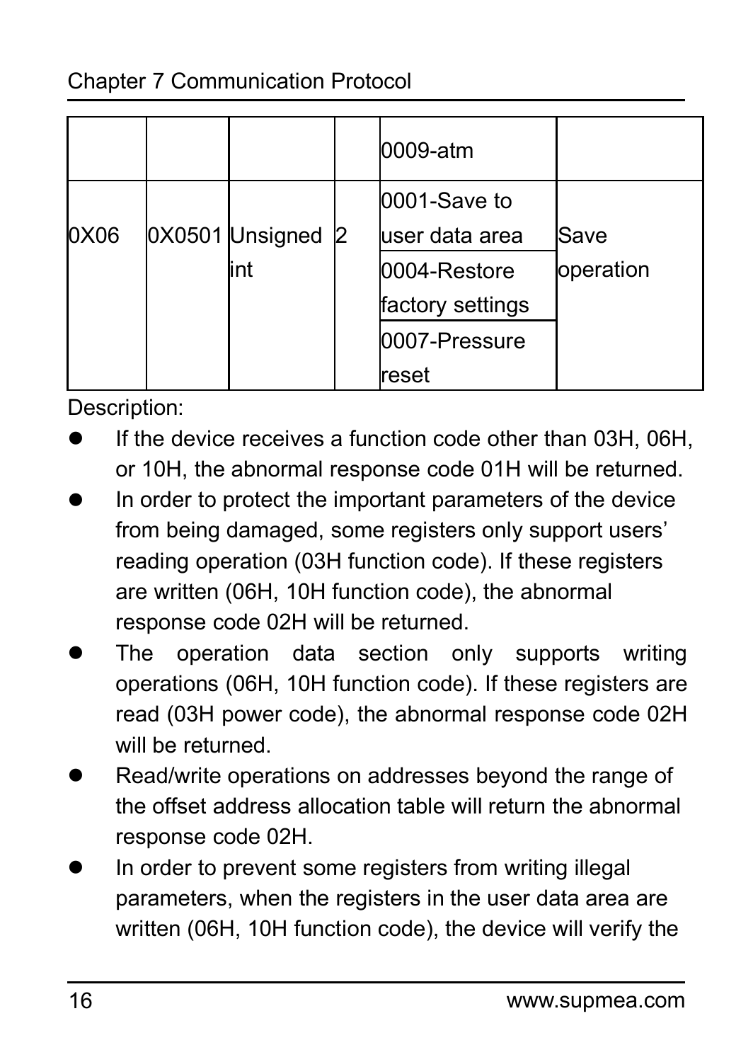|  |  |  |  | 0009-atm |  |
|---|---|---|---|---|---|
| 0X06 | 0X0501 | Unsigned int | 2 | 0001-Save to user data area | Save operation |
|  |  |  |  | 0004-Restore factory settings |  |
|  |  |  |  | 0007-Pressure reset |  |

Description:

- If the device receives a function code other than 03H, 06H, or 10H, the abnormal response code 01H will be returned.
- In order to protect the important parameters of the device from being damaged, some registers only support users' reading operation (03H function code). If these registers are written (06H, 10H function code), the abnormal response code 02H will be returned.
- The operation data section only supports writing operations (06H, 10H function code). If these registers are read (03H power code), the abnormal response code 02H will be returned.
- Read/write operations on addresses beyond the range of the offset address allocation table will return the abnormal response code 02H.
- In order to prevent some registers from writing illegal parameters, when the registers in the user data area are written (06H, 10H function code), the device will verify the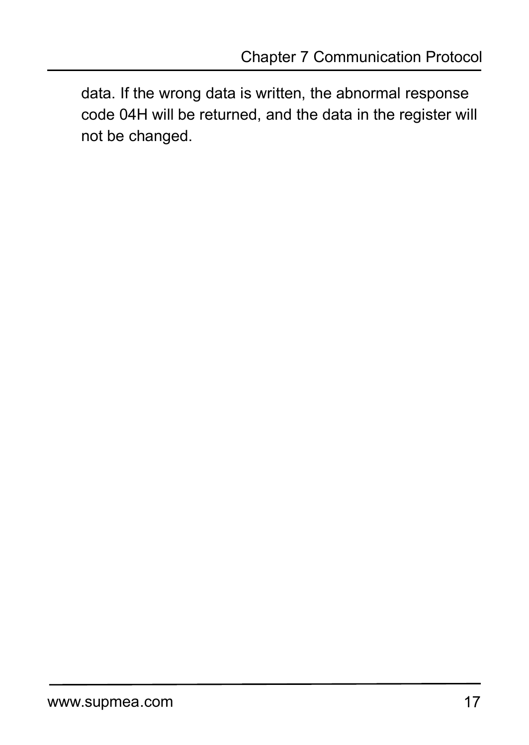data. If the wrong data is written, the abnormal response code 04H will be returned, and the data in the register will not be changed.